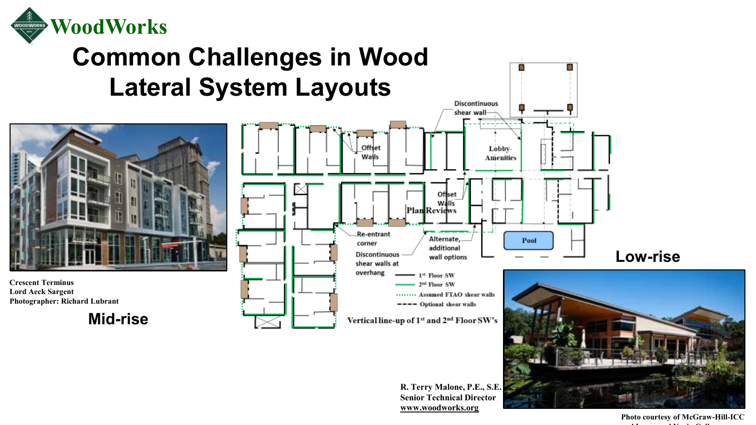WoodWorks

# Common Challenges in Wood Lateral System Layouts

Discontinuous shear wall

Offset Walls

Lobby-Amenities

Offset Walls

Plan Reviews

Re-entrant corner

Alternate, additional wall options

Discontinuous shear walls at overhang

Pool

1st Floor SW

2nd Floor SW

Assumed FTAO shear walls

Optional shear walls

Vertical line-up of 1st and 2nd Floor SW's

Crescent Terminus
Lord Aeck Sargent
Photographer: Richard Lubrant

**Mid-rise**

**Low-rise**

R. Terry Malone, P.E., S.E.
Senior Technical Director
www.woodworks.org

Photo courtesy of McGraw-Hill-ICC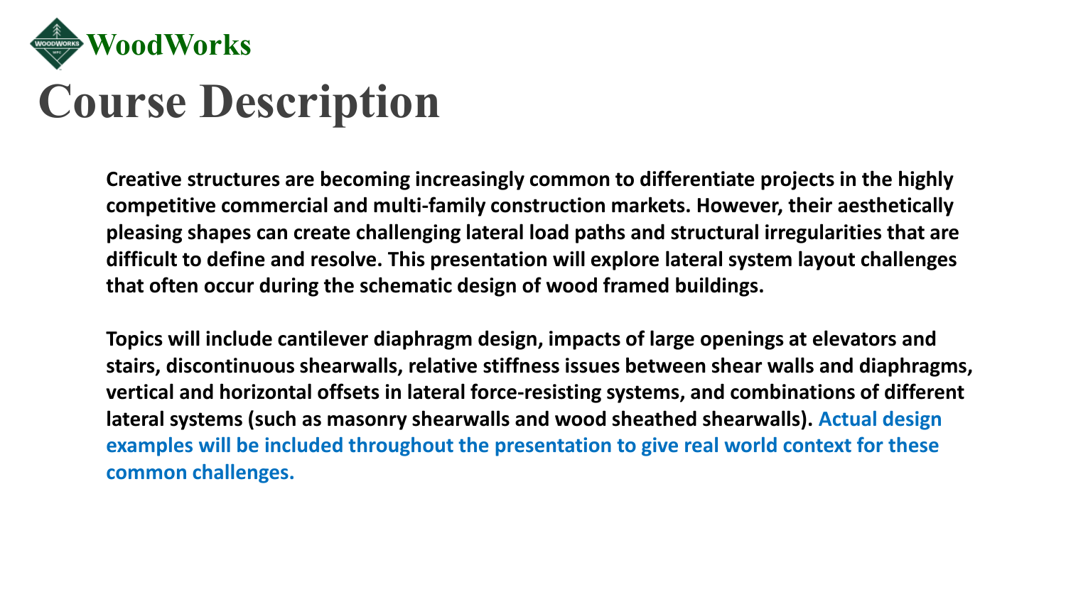WoodWorks

# Course Description

**Creative structures are becoming increasingly common to differentiate projects in the highly competitive commercial and multi-family construction markets. However, their aesthetically pleasing shapes can create challenging lateral load paths and structural irregularities that are difficult to define and resolve. This presentation will explore lateral system layout challenges that often occur during the schematic design of wood framed buildings.**

**Topics will include cantilever diaphragm design, impacts of large openings at elevators and stairs, discontinuous shearwalls, relative stiffness issues between shear walls and diaphragms, vertical and horizontal offsets in lateral force-resisting systems, and combinations of different lateral systems (such as masonry shearwalls and wood sheathed shearwalls). Actual design examples will be included throughout the presentation to give real world context for these common challenges.**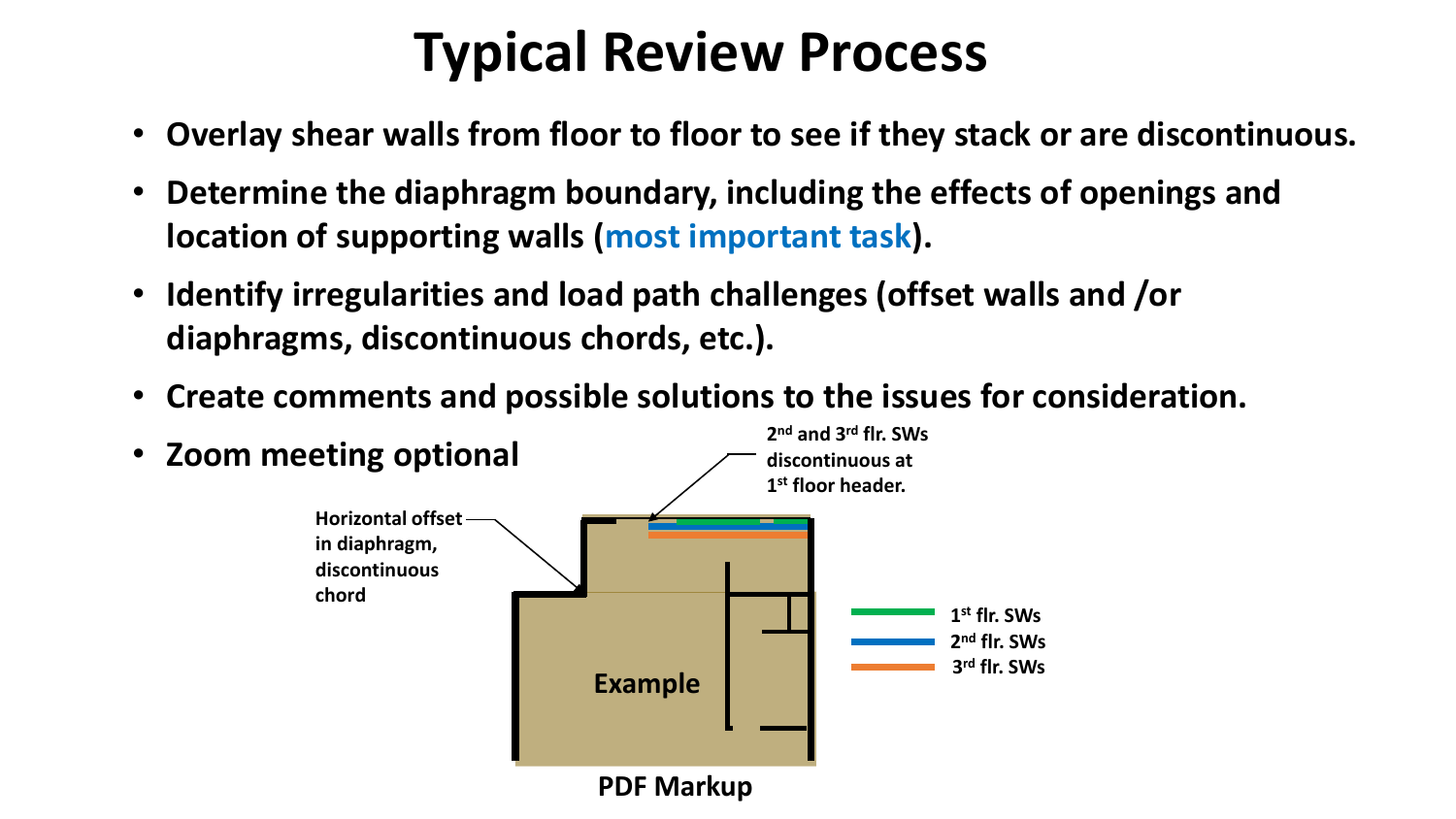# Typical Review Process

- **Overlay shear walls from floor to floor to see if they stack or are discontinuous.**
- **Determine the diaphragm boundary, including the effects of openings and location of supporting walls (most important task).**
- **Identify irregularities and load path challenges (offset walls and /or diaphragms, discontinuous chords, etc.).**
- **Create comments and possible solutions to the issues for consideration.**
- **Zoom meeting optional**

Horizontal offset in diaphragm, discontinuous chord

2nd and 3rd flr. SWs discontinuous at 1st floor header.

Example

1st flr. SWs

2nd flr. SWs

3rd flr. SWs

**PDF Markup**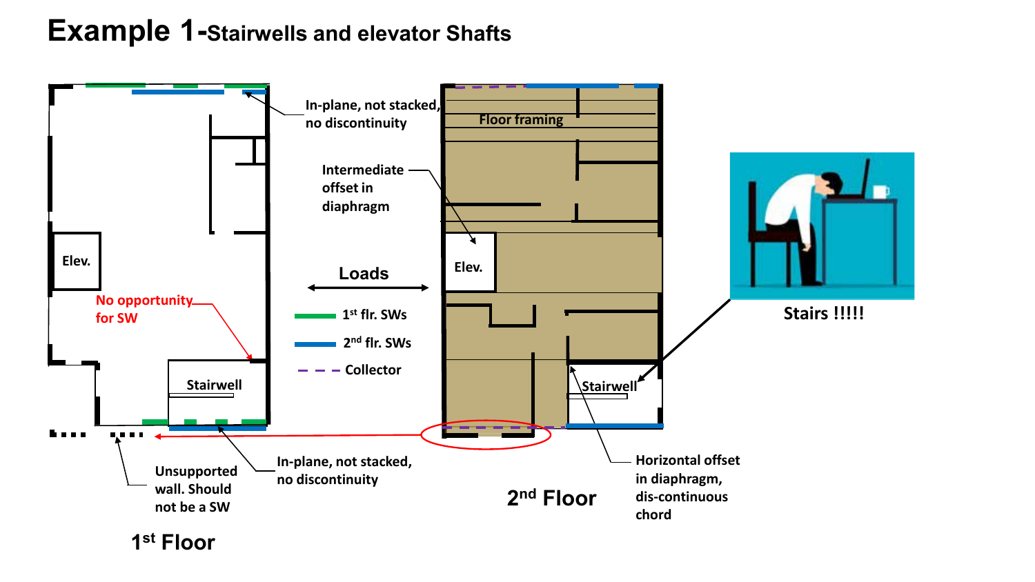# Example 1-Stairwells and elevator Shafts

**1st Floor**

- Elev.
- Stairwell
- No opportunity for SW
- In-plane, not stacked, no discontinuity
- Unsupported wall. Should not be a SW
- In-plane, not stacked, no discontinuity

**Loads**

- 1st flr. SWs
- 2nd flr. SWs
- Collector

**2nd Floor**

- Floor framing
- Intermediate offset in diaphragm
- Elev.
- Stairwell
- Horizontal offset in diaphragm, dis-continuous chord

**Stairs !!!!!**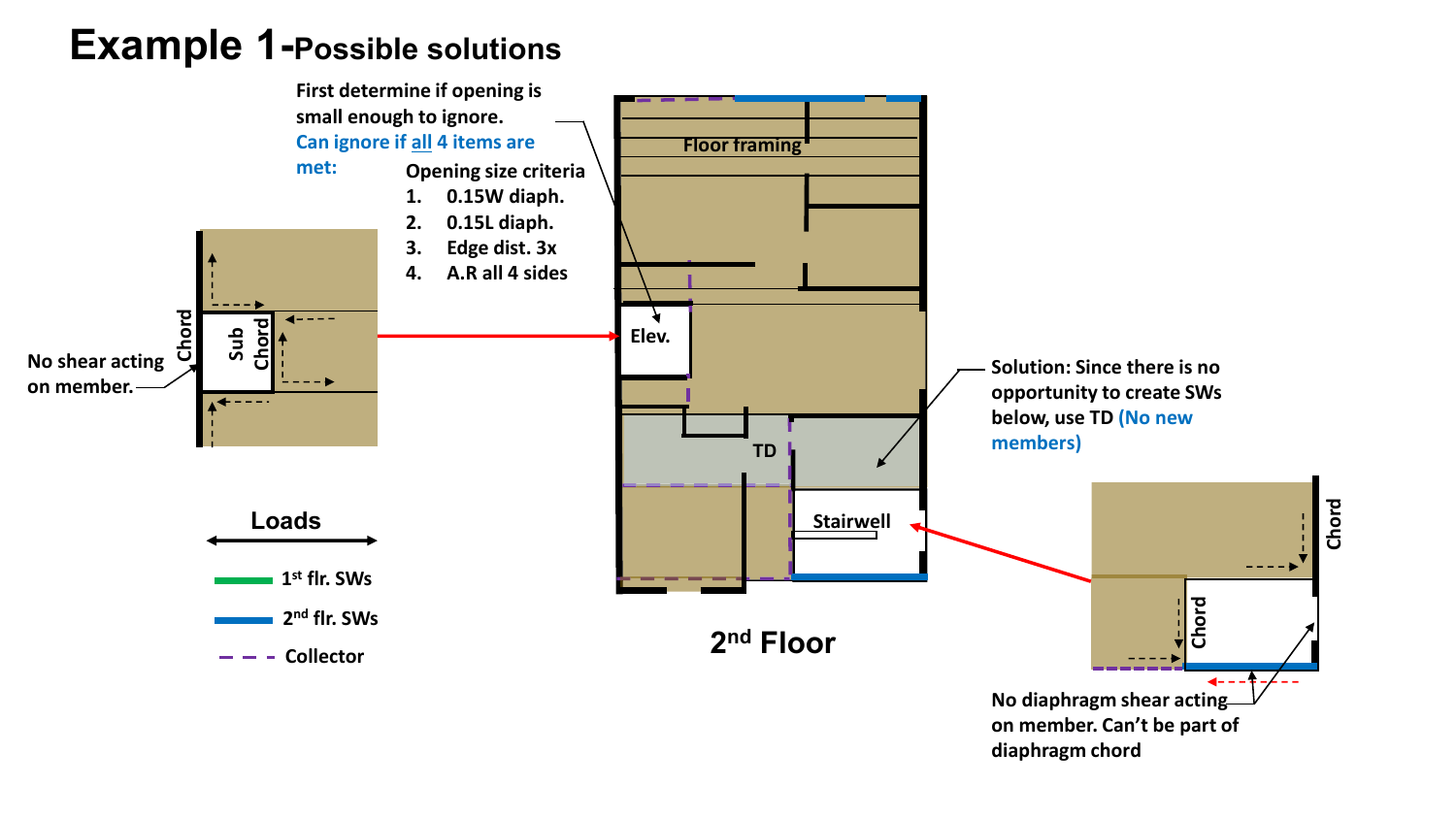# Example 1-Possible solutions

First determine if opening is small enough to ignore.

Can ignore if all 4 items are met:

Opening size criteria
1. 0.15W diaph.
2. 0.15L diaph.
3. Edge dist. 3x
4. A.R all 4 sides

Floor framing

Elev.

TD

Stairwell

## 2nd Floor

Chord

Sub Chord

No shear acting on member.

Solution: Since there is no opportunity to create SWs below, use TD (No new members)

Chord

Chord

No diaphragm shear acting on member. Can't be part of diaphragm chord

Loads

1st flr. SWs

2nd flr. SWs

Collector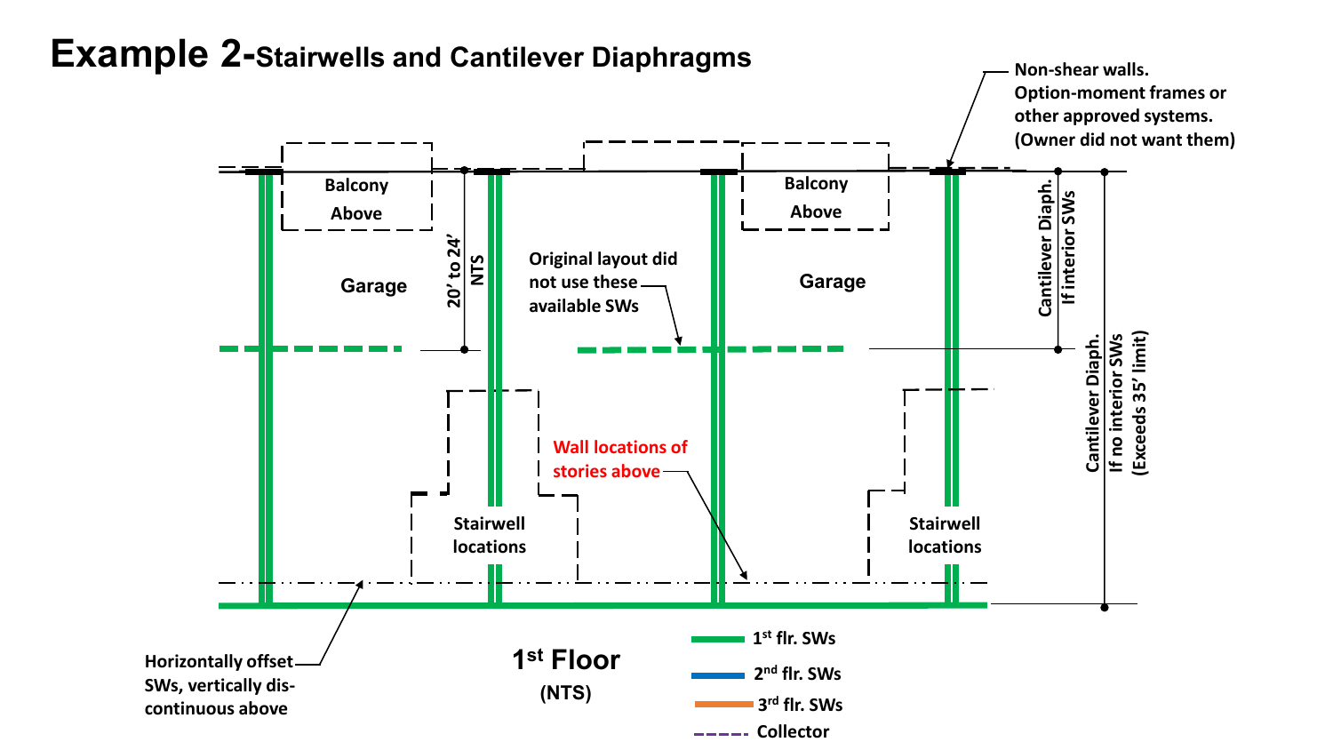# Example 2-Stairwells and Cantilever Diaphragms

Non-shear walls. Option-moment frames or other approved systems. (Owner did not want them)

Balcony Above

Balcony Above

Garage

Garage

20' to 24' NTS

Original layout did not use these available SWs

Cantilever Diaph. If interior SWs

Cantilever Diaph. If no interior SWs (Exceeds 35' limit)

Wall locations of stories above

Stairwell locations

Stairwell locations

Horizontally offset SWs, vertically dis-continuous above

**1st Floor**

**(NTS)**

- 1st flr. SWs
- 2nd flr. SWs
- 3rd flr. SWs
- Collector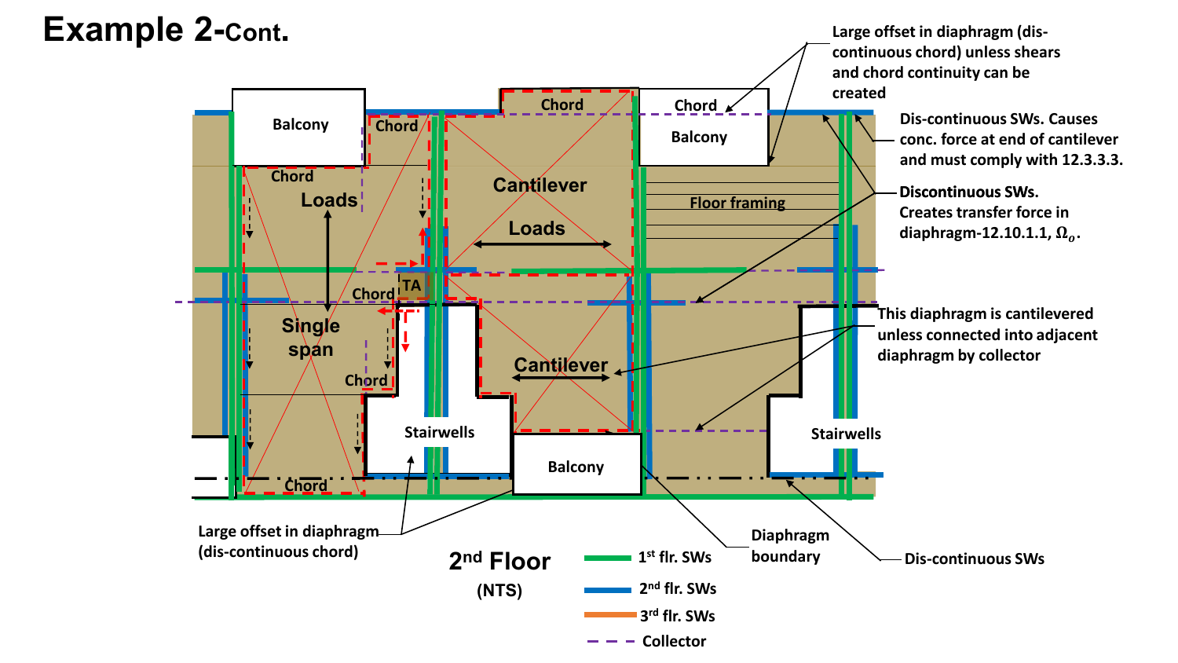# Example 2-Cont.

Balcony

Chord

Chord

Chord

Balcony

Chord

Loads

Cantilever

Loads

Floor framing

TA

Chord

Single span

Cantilever

Chord

Stairwells

Stairwells

Balcony

Chord

Large offset in diaphragm (dis-continuous chord) unless shears and chord continuity can be created

Dis-continuous SWs. Causes conc. force at end of cantilever and must comply with 12.3.3.3.

**Discontinuous SWs.** Creates transfer force in diaphragm-12.10.1.1, $\Omega_o$.

This diaphragm is cantilevered unless connected into adjacent diaphragm by collector

Large offset in diaphragm (dis-continuous chord)

Diaphragm boundary

Dis-continuous SWs

**2nd Floor**

**(NTS)**

- 1st flr. SWs
- 2nd flr. SWs
- 3rd flr. SWs
- Collector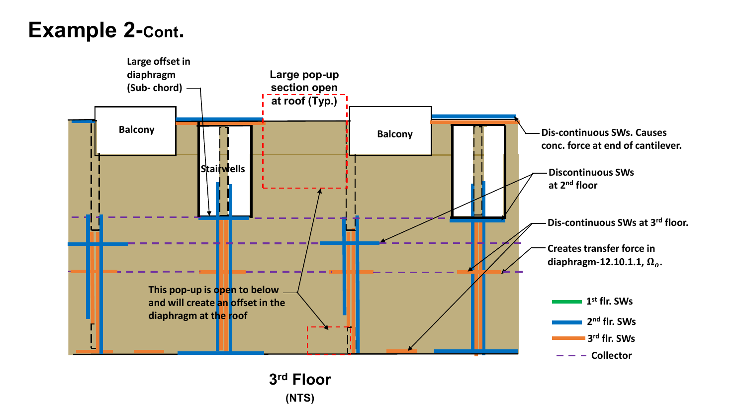# Example 2-Cont.

Large offset in diaphragm (Sub- chord)

Large pop-up section open at roof (Typ.)

Balcony

Stairwells

Balcony

Dis-continuous SWs. Causes conc. force at end of cantilever.

Discontinuous SWs at 2[nd] floor

Dis-continuous SWs at 3[rd] floor.

Creates transfer force in diaphragm-12.10.1.1, $\Omega_o$.

This pop-up is open to below and will create an offset in the diaphragm at the roof

1[st] flr. SWs

2[nd] flr. SWs

3[rd] flr. SWs

Collector

**3[rd] Floor**

**(NTS)**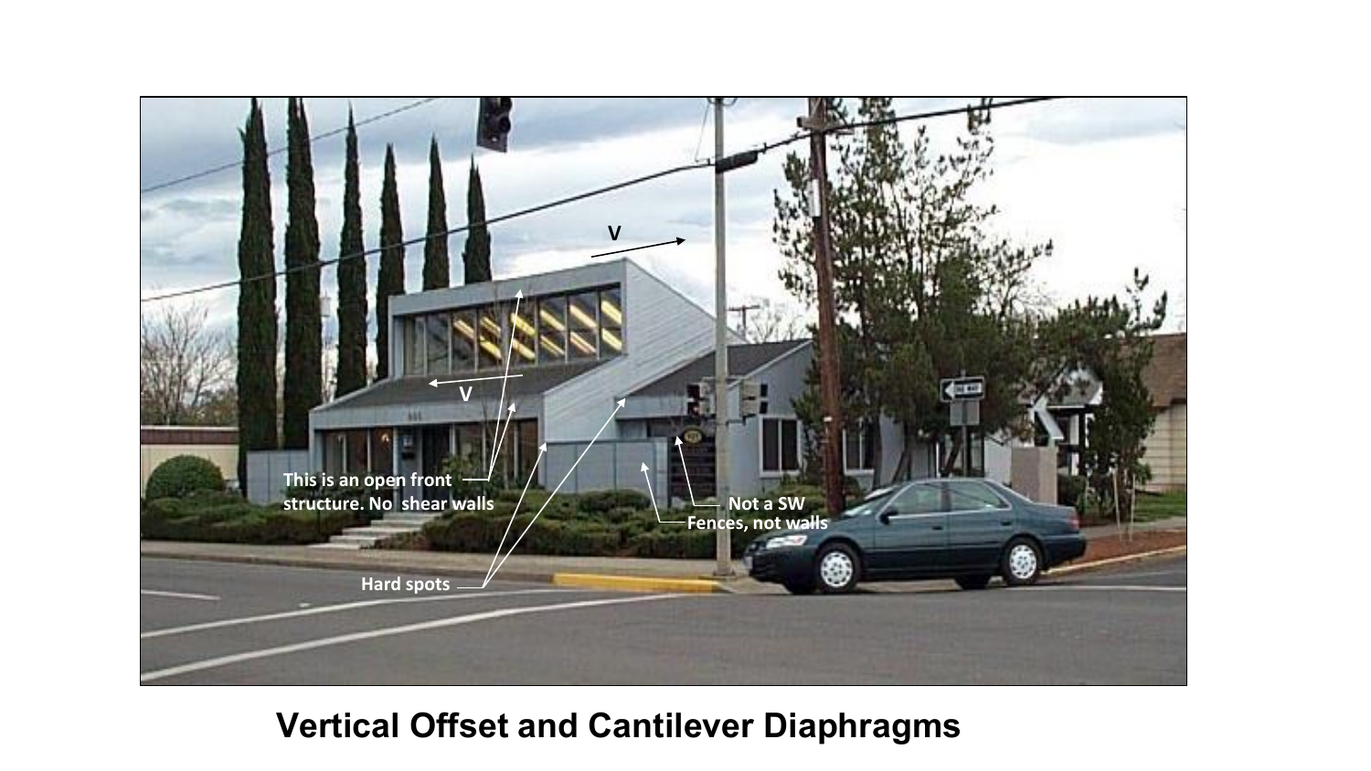V

V

This is an open front structure. No shear walls

Not a SW

Fences, not walls

Hard spots

## Vertical Offset and Cantilever Diaphragms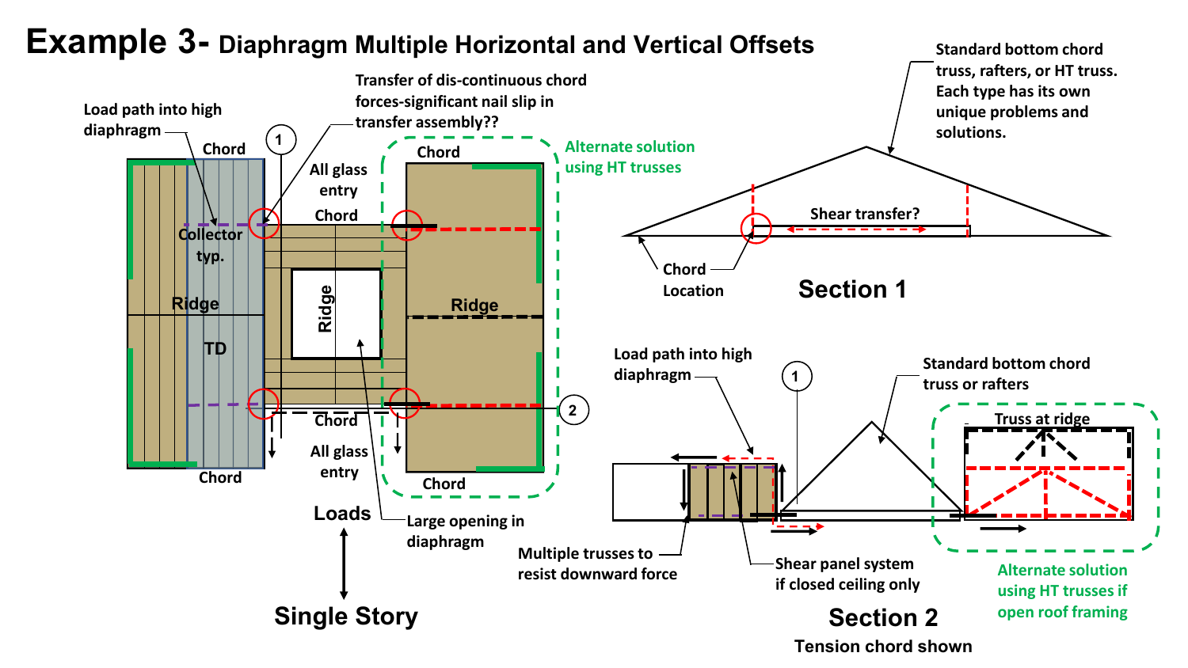# Example 3- Diaphragm Multiple Horizontal and Vertical Offsets

Load path into high diaphragm

Chord

Collector typ.

Ridge

TD

Chord

1

Transfer of dis-continuous chord forces-significant nail slip in transfer assembly??

All glass entry

Chord

Ridge

Chord

All glass entry

Chord

Alternate solution using HT trusses

Ridge

2

Chord

Loads

Large opening in diaphragm

Single Story

Standard bottom chord truss, rafters, or HT truss. Each type has its own unique problems and solutions.

Shear transfer?

Chord Location

Section 1

Load path into high diaphragm

1

Standard bottom chord truss or rafters

Truss at ridge

Multiple trusses to resist downward force

Shear panel system if closed ceiling only

Alternate solution using HT trusses if open roof framing

Section 2

Tension chord shown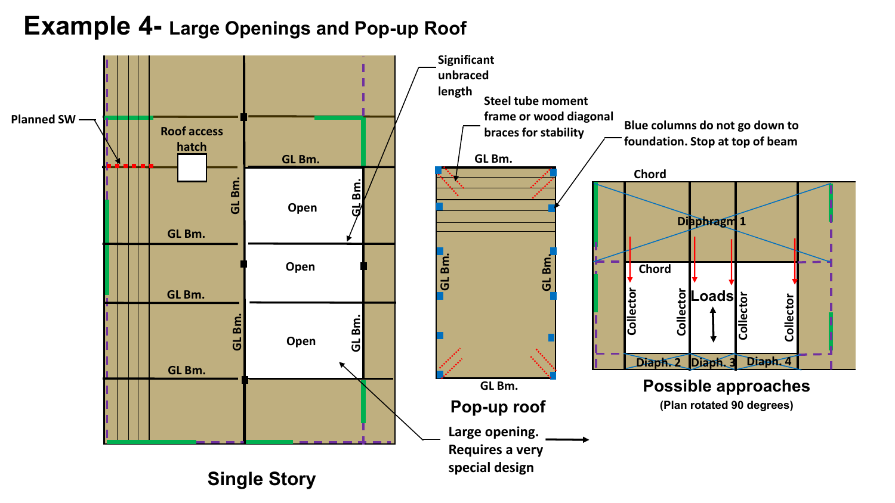# Example 4- Large Openings and Pop-up Roof

Planned SW

Roof access hatch

GL Bm.

Open

Open

Open

Significant unbraced length

Steel tube moment frame or wood diagonal braces for stability

Blue columns do not go down to foundation. Stop at top of beam

Pop-up roof

Chord

Diaphragm 1

Chord

Collector

Collector

Loads

Collector

Collector

Diaph. 2

Diaph. 3

Diaph. 4

Possible approaches

(Plan rotated 90 degrees)

Large opening. Requires a very special design

Single Story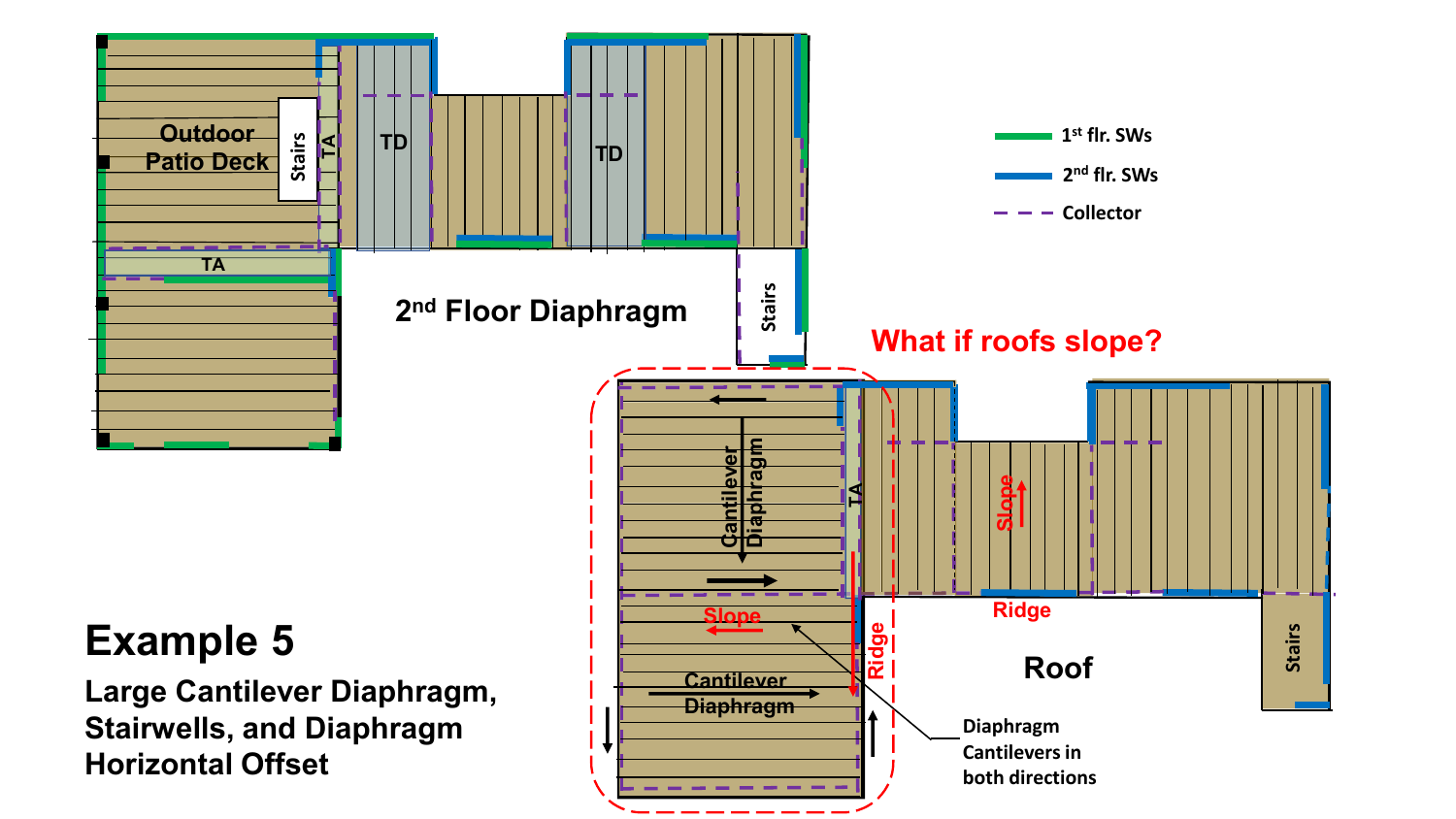## Example 5

**Large Cantilever Diaphragm, Stairwells, and Diaphragm Horizontal Offset**

Outdoor Patio Deck

Stairs

TA

TD

TD

TA

2nd Floor Diaphragm

Stairs

1st flr. SWs

2nd flr. SWs

Collector

What if roofs slope?

Cantilever Diaphragm

TA

Slope

Slope

Ridge

Ridge

Cantilever Diaphragm

Roof

Stairs

Diaphragm Cantilevers in both directions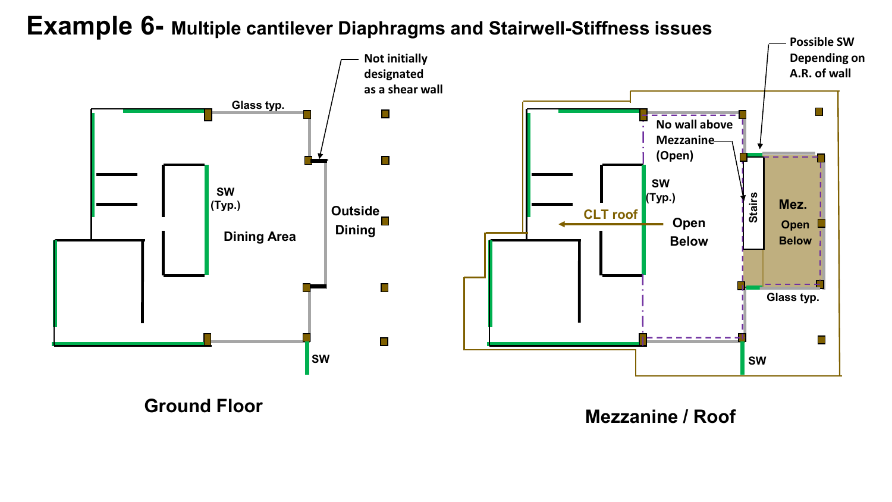# Example 6- Multiple cantilever Diaphragms and Stairwell-Stiffness issues

Glass typ.

Not initially designated as a shear wall

SW (Typ.)

Dining Area

Outside Dining

SW

**Ground Floor**

Possible SW Depending on A.R. of wall

No wall above Mezzanine (Open)

SW (Typ.)

CLT roof

Open Below

Stairs

Mez.

Open Below

Glass typ.

SW

**Mezzanine / Roof**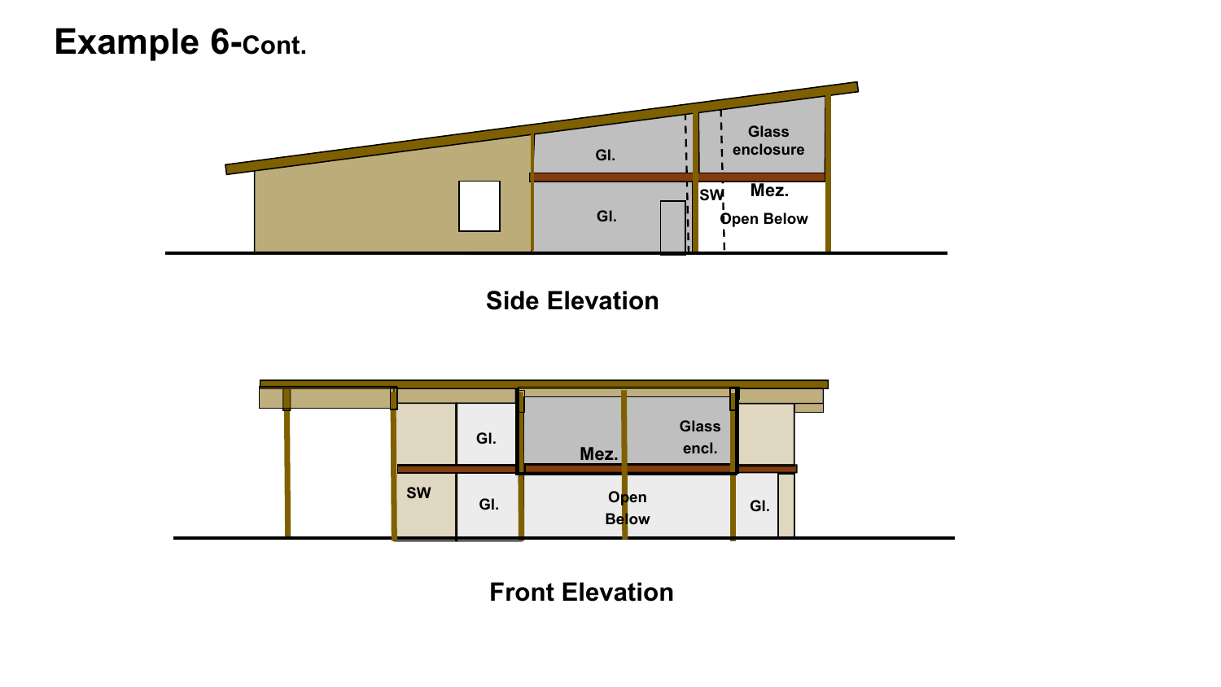# Example 6-Cont.

Gl.

Gl.

SW

Glass enclosure

Mez.

Open Below

**Side Elevation**

Gl.

Mez.

Glass encl.

SW

Gl.

Open Below

Gl.

**Front Elevation**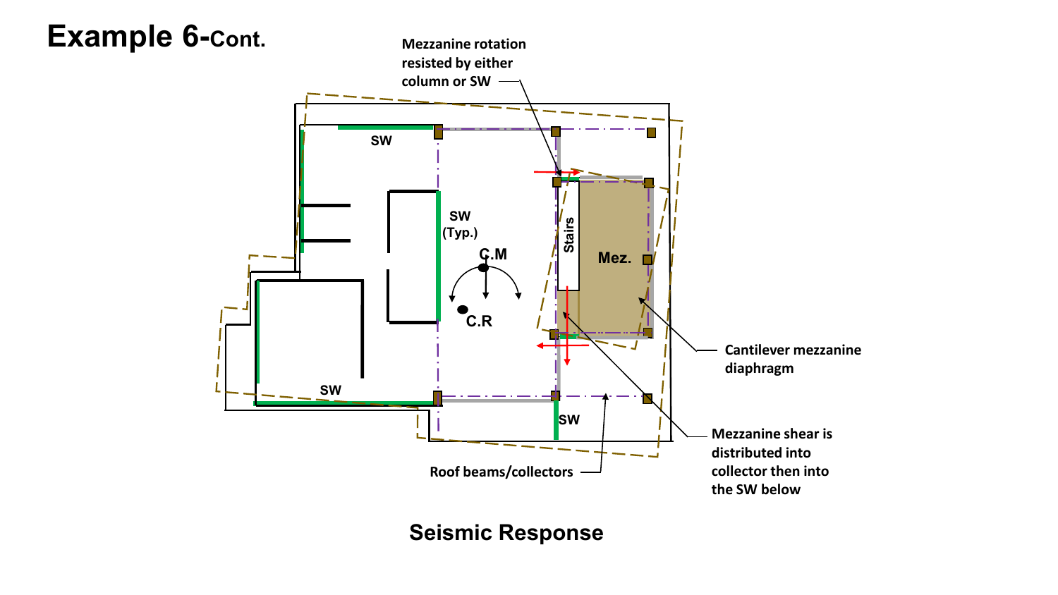# Example 6-Cont.

Mezzanine rotation resisted by either column or SW

SW

SW (Typ.)

C.M

C.R

Stairs

Mez.

Cantilever mezzanine diaphragm

SW

SW

Mezzanine shear is distributed into collector then into the SW below

Roof beams/collectors

**Seismic Response**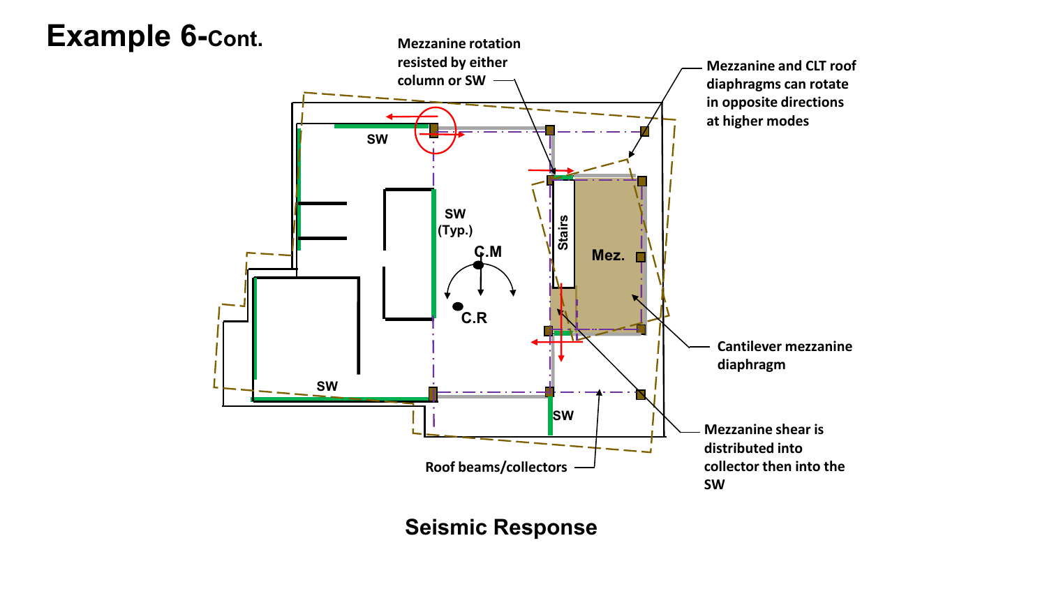# Example 6-Cont.

Mezzanine rotation resisted by either column or SW

Mezzanine and CLT roof diaphragms can rotate in opposite directions at higher modes

SW

SW (Typ.)

C.M

C.R

Stairs

Mez.

Cantilever mezzanine diaphragm

SW

SW

Mezzanine shear is distributed into collector then into the SW

Roof beams/collectors

**Seismic Response**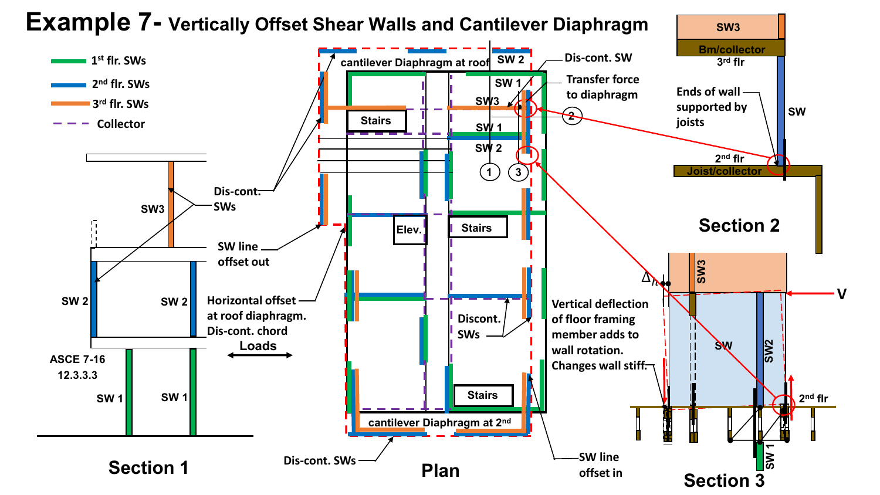# Example 7- Vertically Offset Shear Walls and Cantilever Diaphragm

- 1st flr. SWs
- 2nd flr. SWs
- 3rd flr. SWs
- Collector

**Section 1**

SW3

Dis-cont. SWs

SW line offset out

SW 2 SW 2

Horizontal offset at roof diaphragm. Dis-cont. chord

Loads

ASCE 7-16 12.3.3.3

SW 1 SW 1

**Plan**

cantilever Diaphragm at roof

SW 2

Dis-cont. SW

SW 1

Transfer force to diaphragm

SW3

SW 1

SW 2

Stairs

Elev.

Stairs

Discont. SWs

Stairs

cantilever Diaphragm at 2nd

Dis-cont. SWs

SW line offset in

**Section 2**

SW3

Bm/collector 3rd flr

Ends of wall supported by joists

SW

2nd flr

Joist/collector

**Section 3**

Vertical deflection of floor framing member adds to wall rotation. Changes wall stiff.

$\Delta_h$

SW3

V

SW

SW2

2nd flr

SW 1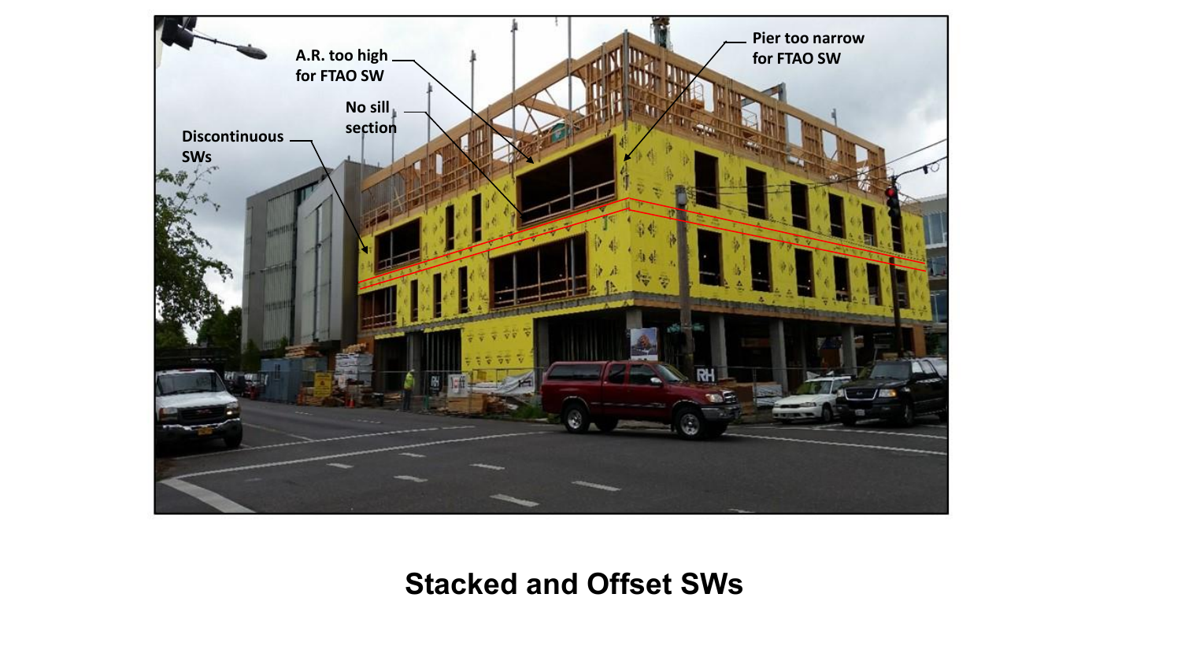Discontinuous SWs

A.R. too high for FTAO SW

No sill section

Pier too narrow for FTAO SW

**Stacked and Offset SWs**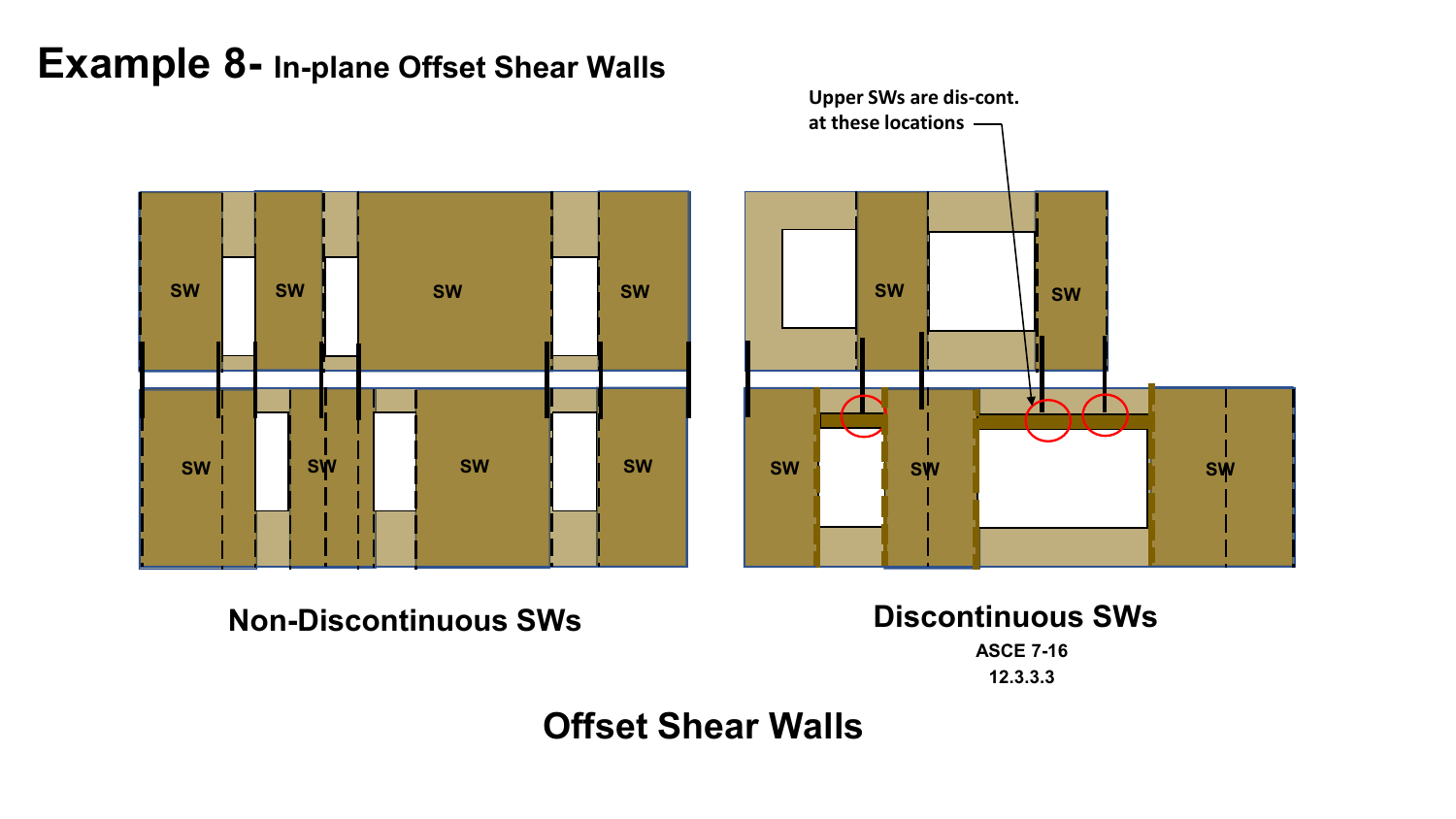# Example 8- In-plane Offset Shear Walls

Upper SWs are dis-cont. at these locations

SW SW SW SW

SW SW SW SW

SW SW

SW SW SW

**Non-Discontinuous SWs**

**Discontinuous SWs**

ASCE 7-16
12.3.3.3

## Offset Shear Walls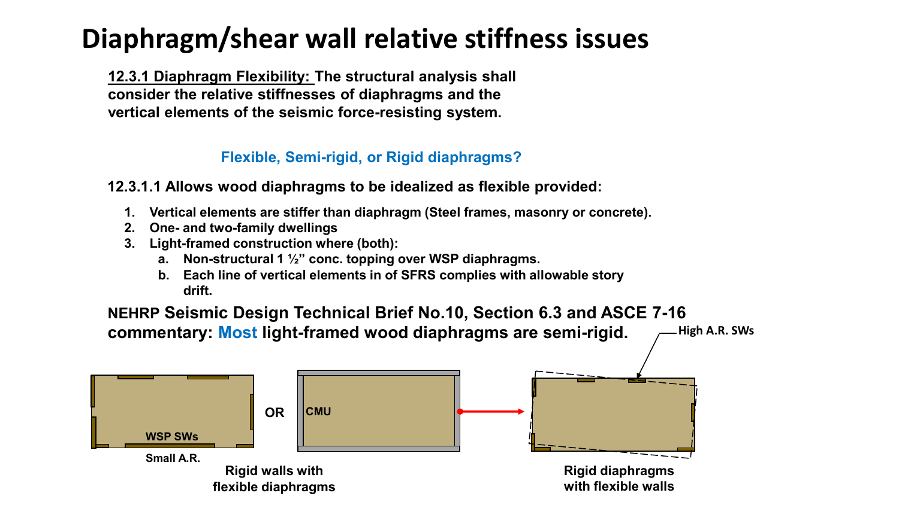# Diaphragm/shear wall relative stiffness issues

**<u>12.3.1 Diaphragm Flexibility:</u> The structural analysis shall consider the relative stiffnesses of diaphragms and the vertical elements of the seismic force-resisting system.**

**Flexible, Semi-rigid, or Rigid diaphragms?**

**12.3.1.1 Allows wood diaphragms to be idealized as flexible provided:**

1. **Vertical elements are stiffer than diaphragm (Steel frames, masonry or concrete).**
2. **One- and two-family dwellings**
3. **Light-framed construction where (both):**
   a. **Non-structural 1 ½" conc. topping over WSP diaphragms.**
   b. **Each line of vertical elements in of SFRS complies with allowable story drift.**

**NEHRP Seismic Design Technical Brief No.10, Section 6.3 and ASCE 7-16 commentary: Most light-framed wood diaphragms are semi-rigid.**

WSP SWs

Small A.R.

OR

CMU

High A.R. SWs

**Rigid walls with flexible diaphragms**

**Rigid diaphragms with flexible walls**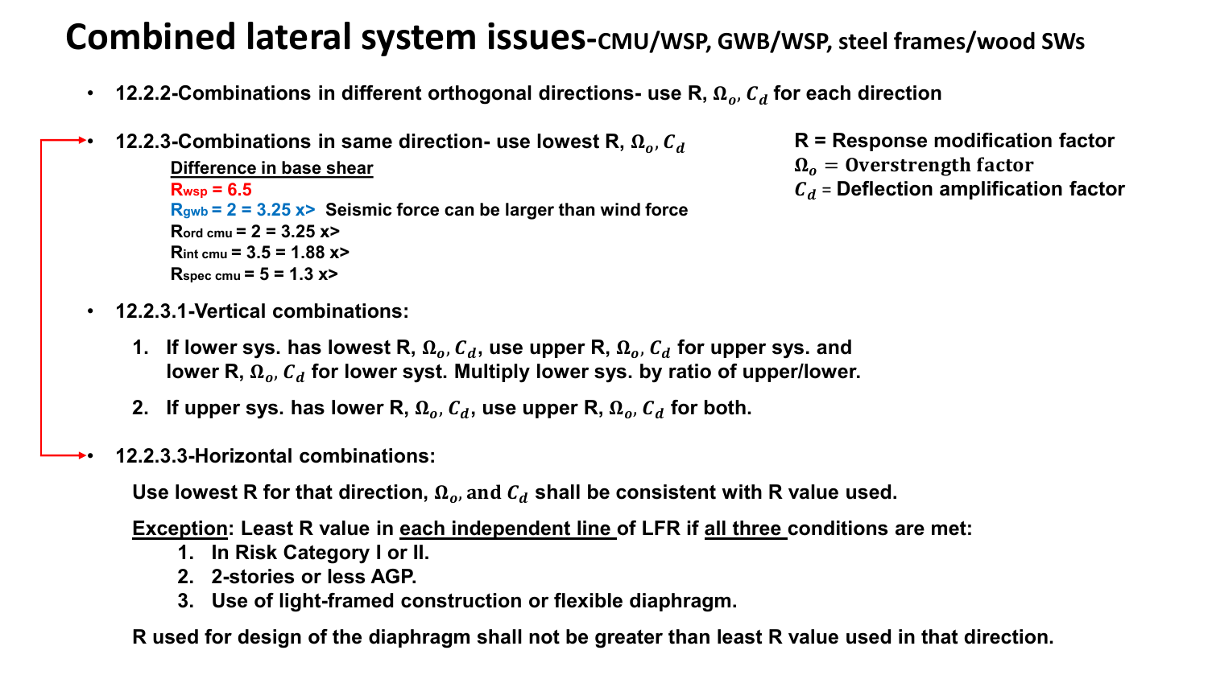# Combined lateral system issues-CMU/WSP, GWB/WSP, steel frames/wood SWs

- **12.2.2-Combinations in different orthogonal directions- use R, $\Omega_o$, $C_d$ for each direction**

- **12.2.3-Combinations in same direction- use lowest R, $\Omega_o$, $C_d$**

  **Difference in base shear**

  **$R_{wsp}$ = 6.5**

  **$R_{gwb}$ = 2 = 3.25 x> Seismic force can be larger than wind force**

  **$R_{ord\ cmu}$ = 2 = 3.25 x>**

  **$R_{int\ cmu}$ = 3.5 = 1.88 x>**

  **$R_{spec\ cmu}$ = 5 = 1.3 x>**

**R = Response modification factor**

**$\Omega_o$ = Overstrength factor**

**$C_d$ = Deflection amplification factor**

- **12.2.3.1-Vertical combinations:**

  1. **If lower sys. has lowest R, $\Omega_o$, $C_d$, use upper R, $\Omega_o$, $C_d$ for upper sys. and lower R, $\Omega_o$, $C_d$ for lower syst. Multiply lower sys. by ratio of upper/lower.**
  2. **If upper sys. has lower R, $\Omega_o$, $C_d$, use upper R, $\Omega_o$, $C_d$ for both.**

- **12.2.3.3-Horizontal combinations:**

  **Use lowest R for that direction, $\Omega_o$, and $C_d$ shall be consistent with R value used.**

  **Exception: Least R value in each independent line of LFR if all three conditions are met:**

  1. **In Risk Category I or II.**
  2. **2-stories or less AGP.**
  3. **Use of light-framed construction or flexible diaphragm.**

  **R used for design of the diaphragm shall not be greater than least R value used in that direction.**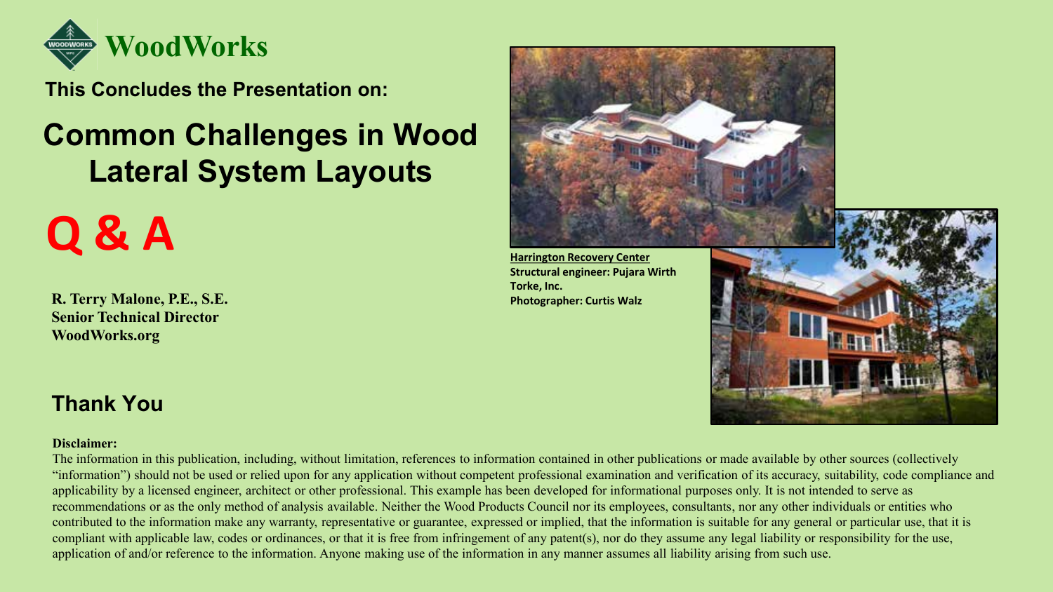WoodWorks

**This Concludes the Presentation on:**

# Common Challenges in Wood Lateral System Layouts

# Q & A

**R. Terry Malone, P.E., S.E.**
**Senior Technical Director**
**WoodWorks.org**

**Harrington Recovery Center**
**Structural engineer: Pujara Wirth Torke, Inc.**
**Photographer: Curtis Walz**

## Thank You

**Disclaimer:**

The information in this publication, including, without limitation, references to information contained in other publications or made available by other sources (collectively "information") should not be used or relied upon for any application without competent professional examination and verification of its accuracy, suitability, code compliance and applicability by a licensed engineer, architect or other professional. This example has been developed for informational purposes only. It is not intended to serve as recommendations or as the only method of analysis available. Neither the Wood Products Council nor its employees, consultants, nor any other individuals or entities who contributed to the information make any warranty, representative or guarantee, expressed or implied, that the information is suitable for any general or particular use, that it is compliant with applicable law, codes or ordinances, or that it is free from infringement of any patent(s), nor do they assume any legal liability or responsibility for the use, application of and/or reference to the information. Anyone making use of the information in any manner assumes all liability arising from such use.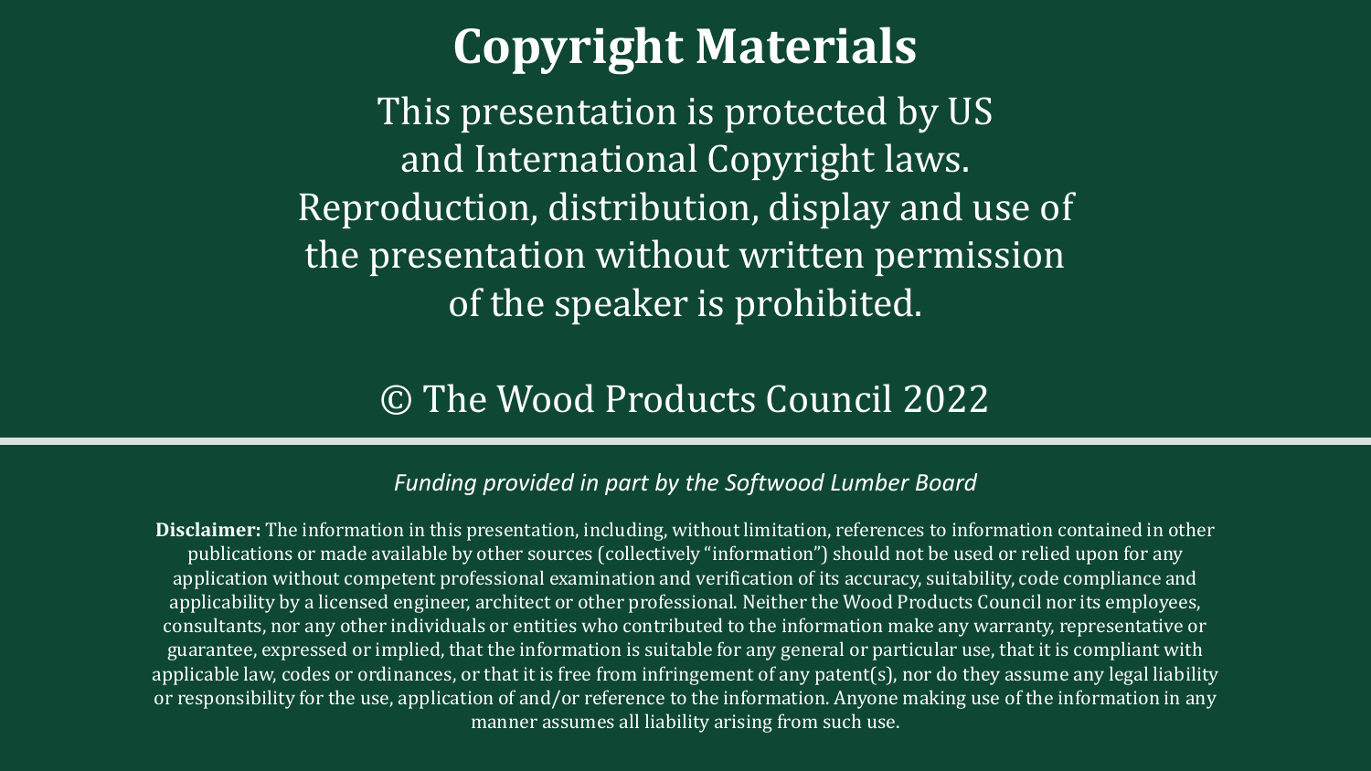# Copyright Materials

This presentation is protected by US and International Copyright laws. Reproduction, distribution, display and use of the presentation without written permission of the speaker is prohibited.

© The Wood Products Council 2022

*Funding provided in part by the Softwood Lumber Board*

**Disclaimer:** The information in this presentation, including, without limitation, references to information contained in other publications or made available by other sources (collectively "information") should not be used or relied upon for any application without competent professional examination and verification of its accuracy, suitability, code compliance and applicability by a licensed engineer, architect or other professional. Neither the Wood Products Council nor its employees, consultants, nor any other individuals or entities who contributed to the information make any warranty, representative or guarantee, expressed or implied, that the information is suitable for any general or particular use, that it is compliant with applicable law, codes or ordinances, or that it is free from infringement of any patent(s), nor do they assume any legal liability or responsibility for the use, application of and/or reference to the information. Anyone making use of the information in any manner assumes all liability arising from such use.